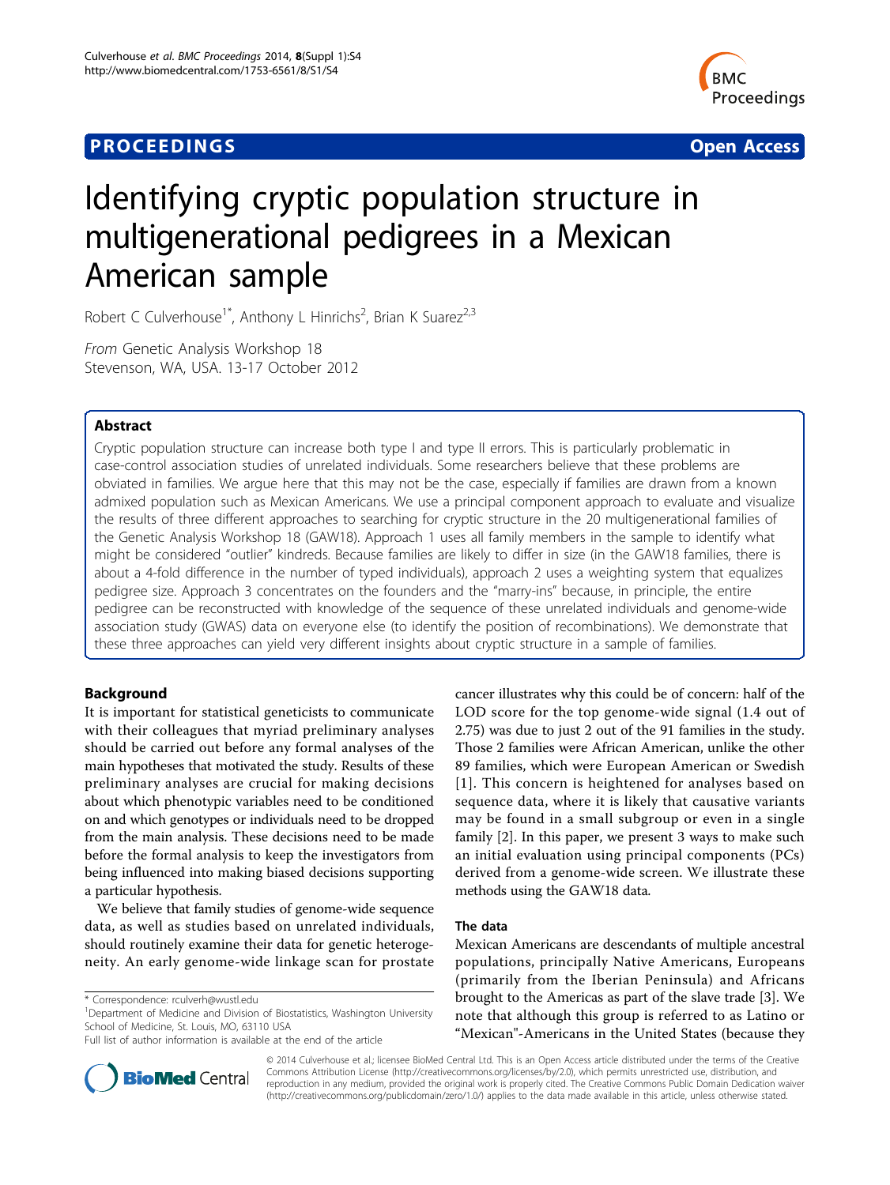**PROCEEDINGS** **Open Access**

# Identifying cryptic population structure in multigenerational pedigrees in a Mexican American sample

Robert C Culverhouse[1*], Anthony L Hinrichs[2], Brian K Suarez[2,3]

*From* Genetic Analysis Workshop 18
Stevenson, WA, USA. 13-17 October 2012

## Abstract

Cryptic population structure can increase both type I and type II errors. This is particularly problematic in case-control association studies of unrelated individuals. Some researchers believe that these problems are obviated in families. We argue here that this may not be the case, especially if families are drawn from a known admixed population such as Mexican Americans. We use a principal component approach to evaluate and visualize the results of three different approaches to searching for cryptic structure in the 20 multigenerational families of the Genetic Analysis Workshop 18 (GAW18). Approach 1 uses all family members in the sample to identify what might be considered "outlier" kindreds. Because families are likely to differ in size (in the GAW18 families, there is about a 4-fold difference in the number of typed individuals), approach 2 uses a weighting system that equalizes pedigree size. Approach 3 concentrates on the founders and the "marry-ins" because, in principle, the entire pedigree can be reconstructed with knowledge of the sequence of these unrelated individuals and genome-wide association study (GWAS) data on everyone else (to identify the position of recombinations). We demonstrate that these three approaches can yield very different insights about cryptic structure in a sample of families.

## Background

It is important for statistical geneticists to communicate with their colleagues that myriad preliminary analyses should be carried out before any formal analyses of the main hypotheses that motivated the study. Results of these preliminary analyses are crucial for making decisions about which phenotypic variables need to be conditioned on and which genotypes or individuals need to be dropped from the main analysis. These decisions need to be made before the formal analysis to keep the investigators from being influenced into making biased decisions supporting a particular hypothesis.

We believe that family studies of genome-wide sequence data, as well as studies based on unrelated individuals, should routinely examine their data for genetic heterogeneity. An early genome-wide linkage scan for prostate cancer illustrates why this could be of concern: half of the LOD score for the top genome-wide signal (1.4 out of 2.75) was due to just 2 out of the 91 families in the study. Those 2 families were African American, unlike the other 89 families, which were European American or Swedish [1]. This concern is heightened for analyses based on sequence data, where it is likely that causative variants may be found in a small subgroup or even in a single family [2]. In this paper, we present 3 ways to make such an initial evaluation using principal components (PCs) derived from a genome-wide screen. We illustrate these methods using the GAW18 data.

### The data

Mexican Americans are descendants of multiple ancestral populations, principally Native Americans, Europeans (primarily from the Iberian Peninsula) and Africans brought to the Americas as part of the slave trade [3]. We note that although this group is referred to as Latino or "Mexican"-Americans in the United States (because they

\* Correspondence: rculverh@wustl.edu
[1]Department of Medicine and Division of Biostatistics, Washington University School of Medicine, St. Louis, MO, 63110 USA
Full list of author information is available at the end of the article

© 2014 Culverhouse et al.; licensee BioMed Central Ltd. This is an Open Access article distributed under the terms of the Creative Commons Attribution License (http://creativecommons.org/licenses/by/2.0), which permits unrestricted use, distribution, and reproduction in any medium, provided the original work is properly cited. The Creative Commons Public Domain Dedication waiver (http://creativecommons.org/publicdomain/zero/1.0/) applies to the data made available in this article, unless otherwise stated.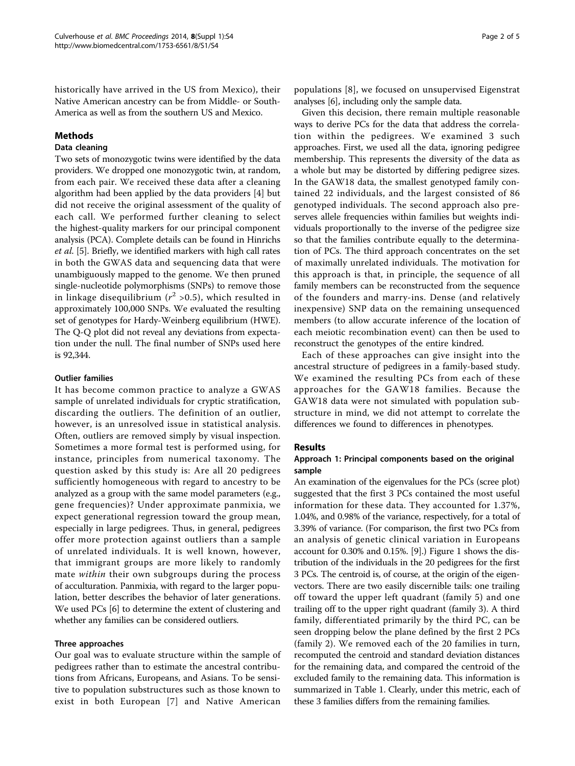historically have arrived in the US from Mexico), their Native American ancestry can be from Middle- or South-America as well as from the southern US and Mexico.

## Methods

### Data cleaning

Two sets of monozygotic twins were identified by the data providers. We dropped one monozygotic twin, at random, from each pair. We received these data after a cleaning algorithm had been applied by the data providers [4] but did not receive the original assessment of the quality of each call. We performed further cleaning to select the highest-quality markers for our principal component analysis (PCA). Complete details can be found in Hinrichs *et al.* [5]. Briefly, we identified markers with high call rates in both the GWAS data and sequencing data that were unambiguously mapped to the genome. We then pruned single-nucleotide polymorphisms (SNPs) to remove those in linkage disequilibrium ($r^2$ >0.5), which resulted in approximately 100,000 SNPs. We evaluated the resulting set of genotypes for Hardy-Weinberg equilibrium (HWE). The Q-Q plot did not reveal any deviations from expectation under the null. The final number of SNPs used here is 92,344.

### Outlier families

It has become common practice to analyze a GWAS sample of unrelated individuals for cryptic stratification, discarding the outliers. The definition of an outlier, however, is an unresolved issue in statistical analysis. Often, outliers are removed simply by visual inspection. Sometimes a more formal test is performed using, for instance, principles from numerical taxonomy. The question asked by this study is: Are all 20 pedigrees sufficiently homogeneous with regard to ancestry to be analyzed as a group with the same model parameters (e.g., gene frequencies)? Under approximate panmixia, we expect generational regression toward the group mean, especially in large pedigrees. Thus, in general, pedigrees offer more protection against outliers than a sample of unrelated individuals. It is well known, however, that immigrant groups are more likely to randomly mate *within* their own subgroups during the process of acculturation. Panmixia, with regard to the larger population, better describes the behavior of later generations. We used PCs [6] to determine the extent of clustering and whether any families can be considered outliers.

### Three approaches

Our goal was to evaluate structure within the sample of pedigrees rather than to estimate the ancestral contributions from Africans, Europeans, and Asians. To be sensitive to population substructures such as those known to exist in both European [7] and Native American populations [8], we focused on unsupervised Eigenstrat analyses [6], including only the sample data.

Given this decision, there remain multiple reasonable ways to derive PCs for the data that address the correlation within the pedigrees. We examined 3 such approaches. First, we used all the data, ignoring pedigree membership. This represents the diversity of the data as a whole but may be distorted by differing pedigree sizes. In the GAW18 data, the smallest genotyped family contained 22 individuals, and the largest consisted of 86 genotyped individuals. The second approach also preserves allele frequencies within families but weights individuals proportionally to the inverse of the pedigree size so that the families contribute equally to the determination of PCs. The third approach concentrates on the set of maximally unrelated individuals. The motivation for this approach is that, in principle, the sequence of all family members can be reconstructed from the sequence of the founders and marry-ins. Dense (and relatively inexpensive) SNP data on the remaining unsequenced members (to allow accurate inference of the location of each meiotic recombination event) can then be used to reconstruct the genotypes of the entire kindred.

Each of these approaches can give insight into the ancestral structure of pedigrees in a family-based study. We examined the resulting PCs from each of these approaches for the GAW18 families. Because the GAW18 data were not simulated with population substructure in mind, we did not attempt to correlate the differences we found to differences in phenotypes.

## Results

### Approach 1: Principal components based on the original sample

An examination of the eigenvalues for the PCs (scree plot) suggested that the first 3 PCs contained the most useful information for these data. They accounted for 1.37%, 1.04%, and 0.98% of the variance, respectively, for a total of 3.39% of variance. (For comparison, the first two PCs from an analysis of genetic clinical variation in Europeans account for 0.30% and 0.15%. [9].) Figure 1 shows the distribution of the individuals in the 20 pedigrees for the first 3 PCs. The centroid is, of course, at the origin of the eigenvectors. There are two easily discernible tails: one trailing off toward the upper left quadrant (family 5) and one trailing off to the upper right quadrant (family 3). A third family, differentiated primarily by the third PC, can be seen dropping below the plane defined by the first 2 PCs (family 2). We removed each of the 20 families in turn, recomputed the centroid and standard deviation distances for the remaining data, and compared the centroid of the excluded family to the remaining data. This information is summarized in Table 1. Clearly, under this metric, each of these 3 families differs from the remaining families.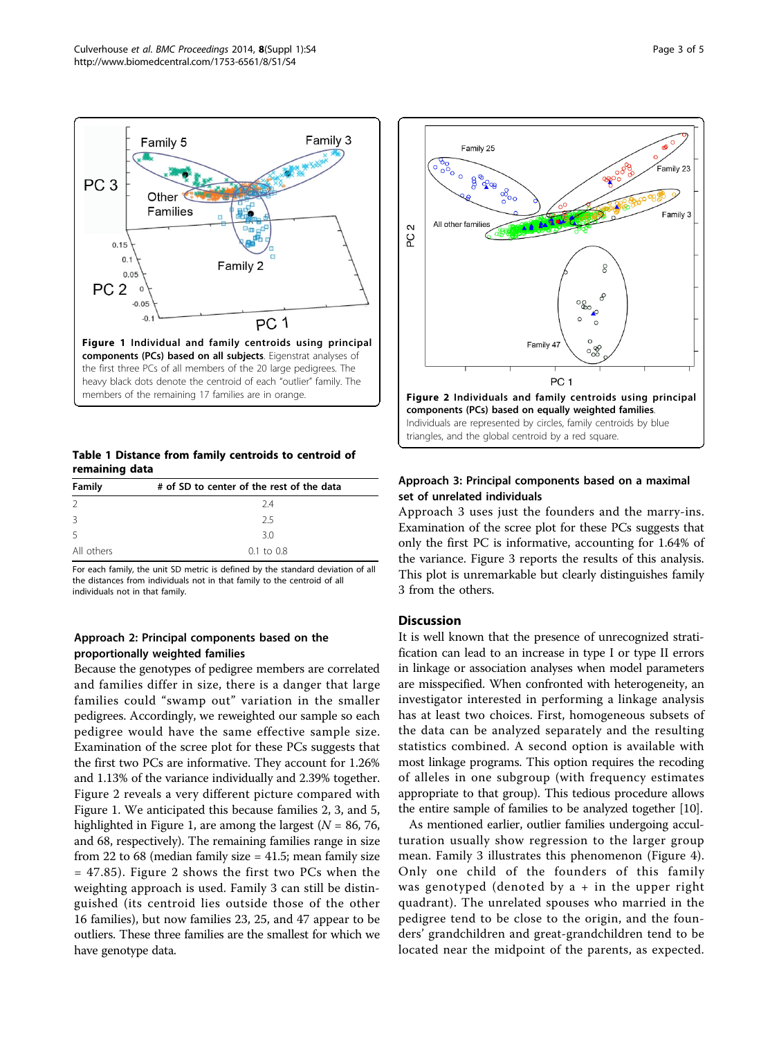**Figure 1 Individual and family centroids using principal components (PCs) based on all subjects**. Eigenstrat analyses of the first three PCs of all members of the 20 large pedigrees. The heavy black dots denote the centroid of each "outlier" family. The members of the remaining 17 families are in orange.

**Figure 2 Individuals and family centroids using principal components (PCs) based on equally weighted families**. Individuals are represented by circles, family centroids by blue triangles, and the global centroid by a red square.

**Table 1 Distance from family centroids to centroid of remaining data**

| Family | # of SD to center of the rest of the data |
|---|---|
| 2 | 2.4 |
| 3 | 2.5 |
| 5 | 3.0 |
| All others | 0.1 to 0.8 |

For each family, the unit SD metric is defined by the standard deviation of all the distances from individuals not in that family to the centroid of all individuals not in that family.

### Approach 2: Principal components based on the proportionally weighted families

Because the genotypes of pedigree members are correlated and families differ in size, there is a danger that large families could "swamp out" variation in the smaller pedigrees. Accordingly, we reweighted our sample so each pedigree would have the same effective sample size. Examination of the scree plot for these PCs suggests that the first two PCs are informative. They account for 1.26% and 1.13% of the variance individually and 2.39% together. Figure 2 reveals a very different picture compared with Figure 1. We anticipated this because families 2, 3, and 5, highlighted in Figure 1, are among the largest ($N$ = 86, 76, and 68, respectively). The remaining families range in size from 22 to 68 (median family size = 41.5; mean family size = 47.85). Figure 2 shows the first two PCs when the weighting approach is used. Family 3 can still be distinguished (its centroid lies outside those of the other 16 families), but now families 23, 25, and 47 appear to be outliers. These three families are the smallest for which we have genotype data.

### Approach 3: Principal components based on a maximal set of unrelated individuals

Approach 3 uses just the founders and the marry-ins. Examination of the scree plot for these PCs suggests that only the first PC is informative, accounting for 1.64% of the variance. Figure 3 reports the results of this analysis. This plot is unremarkable but clearly distinguishes family 3 from the others.

## Discussion

It is well known that the presence of unrecognized stratification can lead to an increase in type I or type II errors in linkage or association analyses when model parameters are misspecified. When confronted with heterogeneity, an investigator interested in performing a linkage analysis has at least two choices. First, homogeneous subsets of the data can be analyzed separately and the resulting statistics combined. A second option is available with most linkage programs. This option requires the recoding of alleles in one subgroup (with frequency estimates appropriate to that group). This tedious procedure allows the entire sample of families to be analyzed together [10].

As mentioned earlier, outlier families undergoing acculturation usually show regression to the larger group mean. Family 3 illustrates this phenomenon (Figure 4). Only one child of the founders of this family was genotyped (denoted by a + in the upper right quadrant). The unrelated spouses who married in the pedigree tend to be close to the origin, and the founders' grandchildren and great-grandchildren tend to be located near the midpoint of the parents, as expected.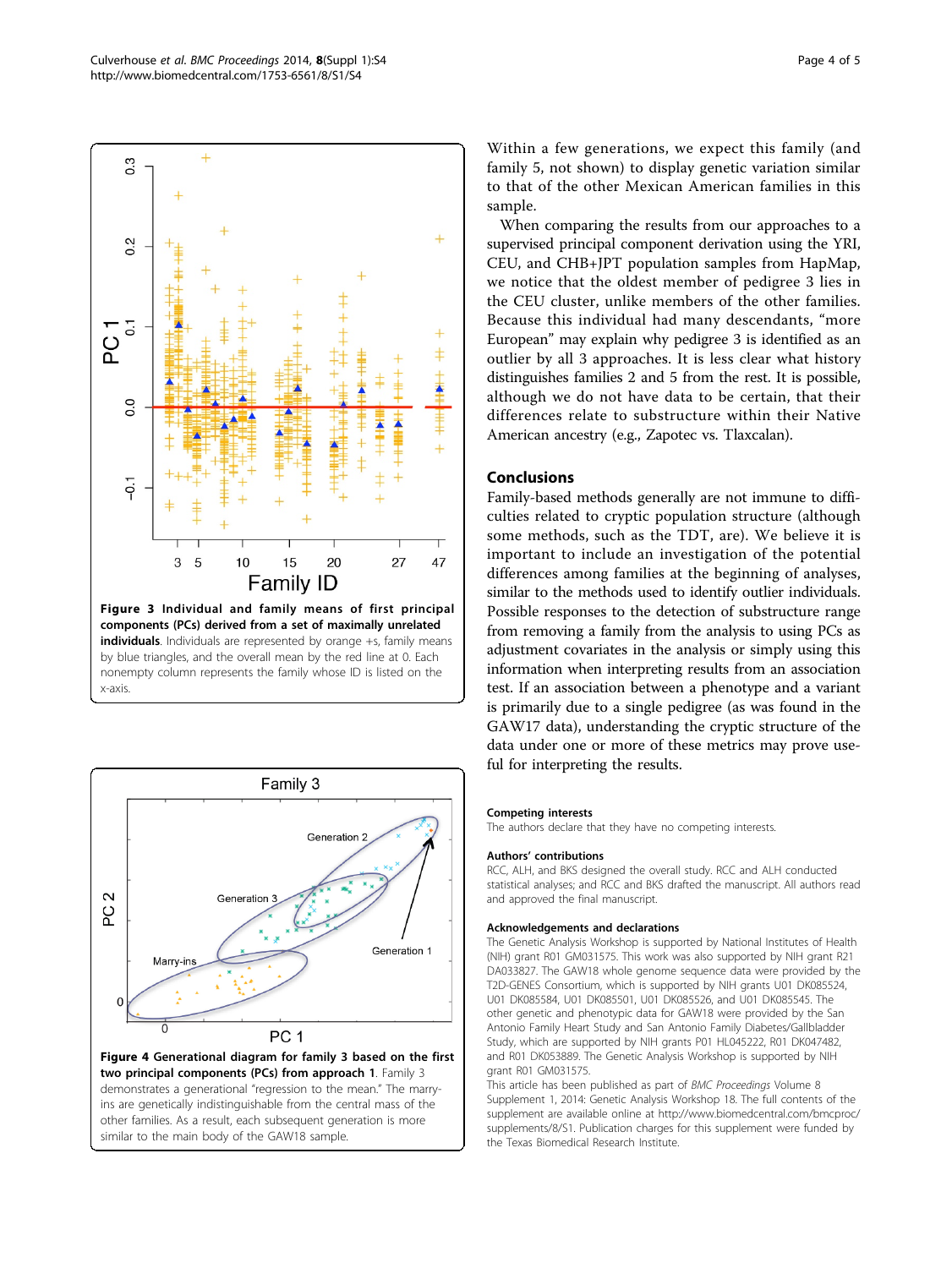**Figure 3 Individual and family means of first principal components (PCs) derived from a set of maximally unrelated individuals**. Individuals are represented by orange +s, family means by blue triangles, and the overall mean by the red line at 0. Each nonempty column represents the family whose ID is listed on the x-axis.

**Figure 4 Generational diagram for family 3 based on the first two principal components (PCs) from approach 1**. Family 3 demonstrates a generational "regression to the mean." The marry-ins are genetically indistinguishable from the central mass of the other families. As a result, each subsequent generation is more similar to the main body of the GAW18 sample.

Within a few generations, we expect this family (and family 5, not shown) to display genetic variation similar to that of the other Mexican American families in this sample.

When comparing the results from our approaches to a supervised principal component derivation using the YRI, CEU, and CHB+JPT population samples from HapMap, we notice that the oldest member of pedigree 3 lies in the CEU cluster, unlike members of the other families. Because this individual had many descendants, "more European" may explain why pedigree 3 is identified as an outlier by all 3 approaches. It is less clear what history distinguishes families 2 and 5 from the rest. It is possible, although we do not have data to be certain, that their differences relate to substructure within their Native American ancestry (e.g., Zapotec vs. Tlaxcalan).

## Conclusions

Family-based methods generally are not immune to difficulties related to cryptic population structure (although some methods, such as the TDT, are). We believe it is important to include an investigation of the potential differences among families at the beginning of analyses, similar to the methods used to identify outlier individuals. Possible responses to the detection of substructure range from removing a family from the analysis to using PCs as adjustment covariates in the analysis or simply using this information when interpreting results from an association test. If an association between a phenotype and a variant is primarily due to a single pedigree (as was found in the GAW17 data), understanding the cryptic structure of the data under one or more of these metrics may prove useful for interpreting the results.

#### Competing interests

The authors declare that they have no competing interests.

#### Authors' contributions

RCC, ALH, and BKS designed the overall study. RCC and ALH conducted statistical analyses; and RCC and BKS drafted the manuscript. All authors read and approved the final manuscript.

#### Acknowledgements and declarations

The Genetic Analysis Workshop is supported by National Institutes of Health (NIH) grant R01 GM031575. This work was also supported by NIH grant R21 DA033827. The GAW18 whole genome sequence data were provided by the T2D-GENES Consortium, which is supported by NIH grants U01 DK085524, U01 DK085584, U01 DK085501, U01 DK085526, and U01 DK085545. The other genetic and phenotypic data for GAW18 were provided by the San Antonio Family Heart Study and San Antonio Family Diabetes/Gallbladder Study, which are supported by NIH grants P01 HL045222, R01 DK047482, and R01 DK053889. The Genetic Analysis Workshop is supported by NIH grant R01 GM031575.

This article has been published as part of *BMC Proceedings* Volume 8 Supplement 1, 2014: Genetic Analysis Workshop 18. The full contents of the supplement are available online at http://www.biomedcentral.com/bmcproc/supplements/8/S1. Publication charges for this supplement were funded by the Texas Biomedical Research Institute.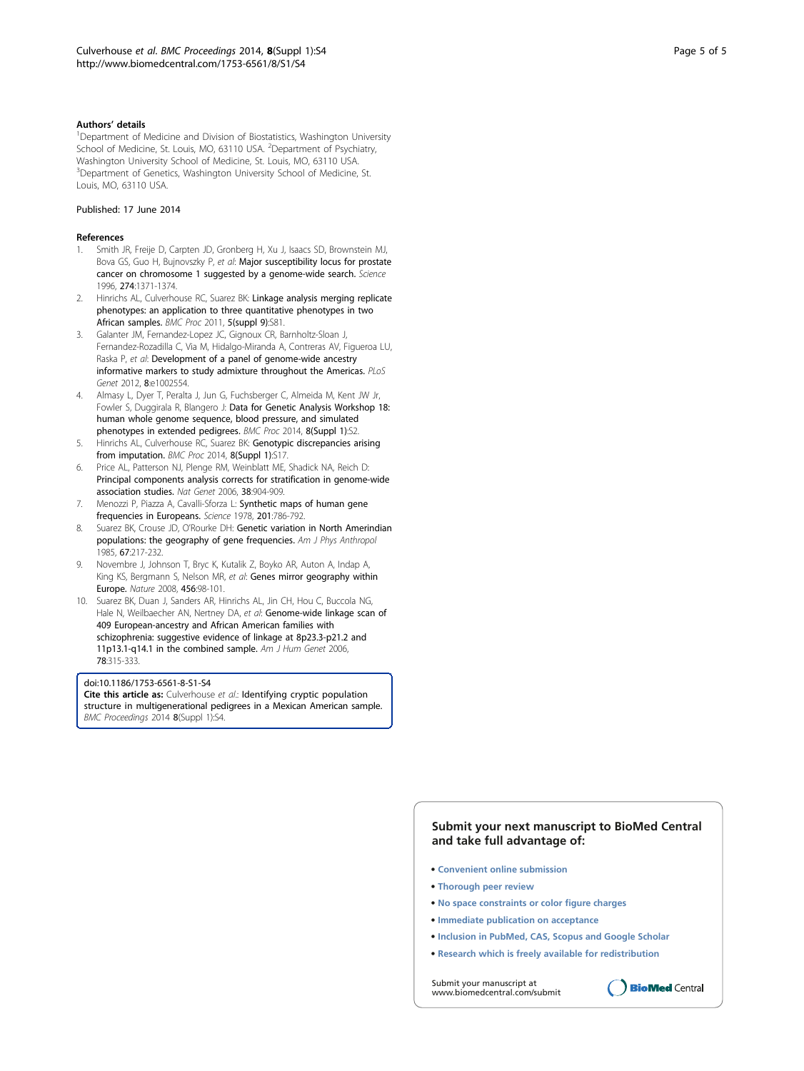#### Authors' details

[1]Department of Medicine and Division of Biostatistics, Washington University School of Medicine, St. Louis, MO, 63110 USA. [2]Department of Psychiatry, Washington University School of Medicine, St. Louis, MO, 63110 USA. [3]Department of Genetics, Washington University School of Medicine, St. Louis, MO, 63110 USA.

Published: 17 June 2014

#### References

1. Smith JR, Freije D, Carpten JD, Gronberg H, Xu J, Isaacs SD, Brownstein MJ, Bova GS, Guo H, Bujnovszky P, *et al*: **Major susceptibility locus for prostate cancer on chromosome 1 suggested by a genome-wide search.** *Science* 1996, **274**:1371-1374.
2. Hinrichs AL, Culverhouse RC, Suarez BK: **Linkage analysis merging replicate phenotypes: an application to three quantitative phenotypes in two African samples.** *BMC Proc* 2011, **5(suppl 9)**:S81.
3. Galanter JM, Fernandez-Lopez JC, Gignoux CR, Barnholtz-Sloan J, Fernandez-Rozadilla C, Via M, Hidalgo-Miranda A, Contreras AV, Figueroa LU, Raska P, *et al*: **Development of a panel of genome-wide ancestry informative markers to study admixture throughout the Americas.** *PLoS Genet* 2012, **8**:e1002554.
4. Almasy L, Dyer T, Peralta J, Jun G, Fuchsberger C, Almeida M, Kent JW Jr, Fowler S, Duggirala R, Blangero J: **Data for Genetic Analysis Workshop 18: human whole genome sequence, blood pressure, and simulated phenotypes in extended pedigrees.** *BMC Proc* 2014, **8(Suppl 1)**:S2.
5. Hinrichs AL, Culverhouse RC, Suarez BK: **Genotypic discrepancies arising from imputation.** *BMC Proc* 2014, **8(Suppl 1)**:S17.
6. Price AL, Patterson NJ, Plenge RM, Weinblatt ME, Shadick NA, Reich D: **Principal components analysis corrects for stratification in genome-wide association studies.** *Nat Genet* 2006, **38**:904-909.
7. Menozzi P, Piazza A, Cavalli-Sforza L: **Synthetic maps of human gene frequencies in Europeans.** *Science* 1978, **201**:786-792.
8. Suarez BK, Crouse JD, O'Rourke DH: **Genetic variation in North Amerindian populations: the geography of gene frequencies.** *Am J Phys Anthropol* 1985, **67**:217-232.
9. Novembre J, Johnson T, Bryc K, Kutalik Z, Boyko AR, Auton A, Indap A, King KS, Bergmann S, Nelson MR, *et al*: **Genes mirror geography within Europe.** *Nature* 2008, **456**:98-101.
10. Suarez BK, Duan J, Sanders AR, Hinrichs AL, Jin CH, Hou C, Buccola NG, Hale N, Weilbaecher AN, Nertney DA, *et al*: **Genome-wide linkage scan of 409 European-ancestry and African American families with schizophrenia: suggestive evidence of linkage at 8p23.3-p21.2 and 11p13.1-q14.1 in the combined sample.** *Am J Hum Genet* 2006, **78**:315-333.

doi:10.1186/1753-6561-8-S1-S4

**Cite this article as:** Culverhouse *et al.*: Identifying cryptic population structure in multigenerational pedigrees in a Mexican American sample. *BMC Proceedings* 2014 **8**(Suppl 1):S4.

**Submit your next manuscript to BioMed Central and take full advantage of:**

- **Convenient online submission**
- **Thorough peer review**
- **No space constraints or color figure charges**
- **Immediate publication on acceptance**
- **Inclusion in PubMed, CAS, Scopus and Google Scholar**
- **Research which is freely available for redistribution**

Submit your manuscript at www.biomedcentral.com/submit

BioMed Central